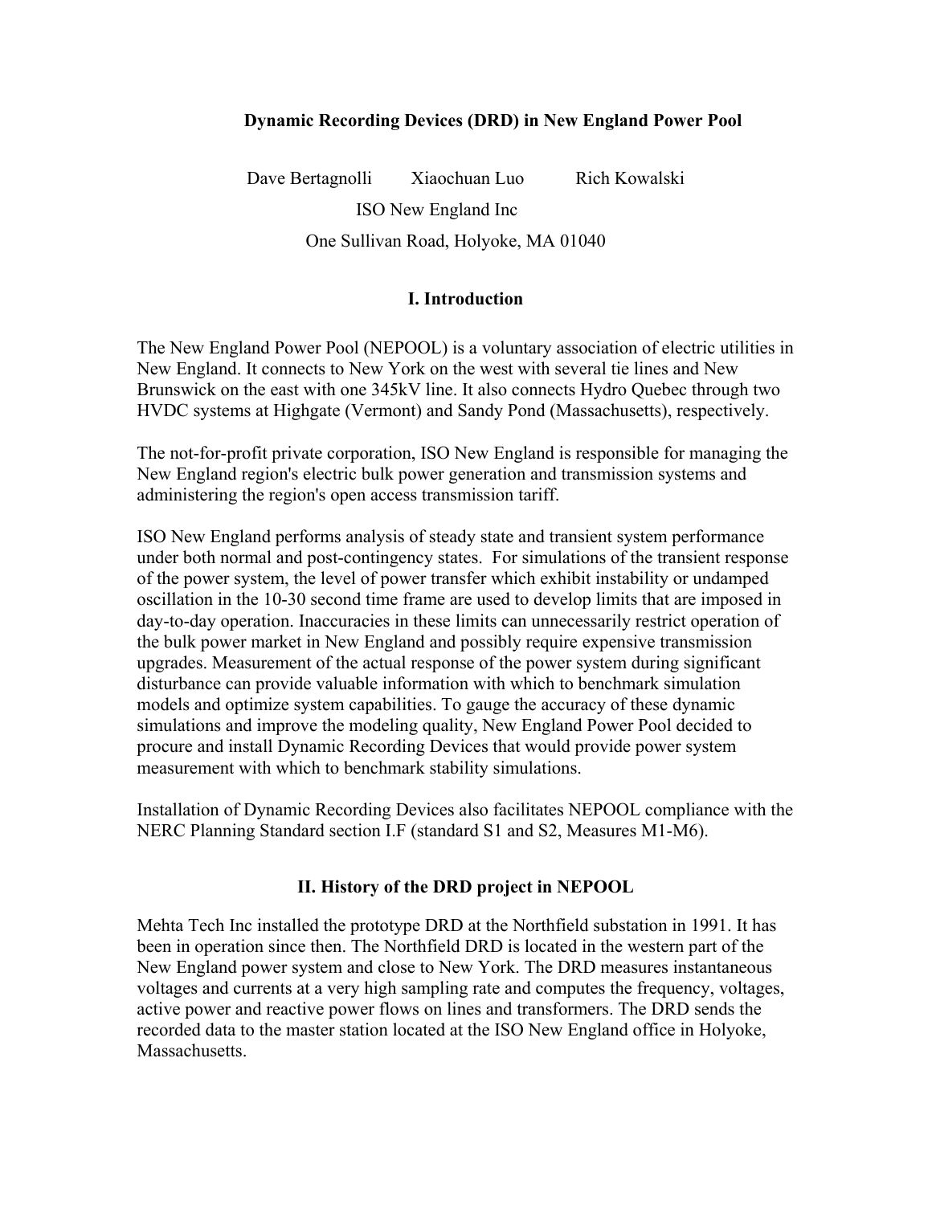# Dynamic Recording Devices (DRD) in New England Power Pool

Dave Bertagnolli    Xiaochuan Luo    Rich Kowalski

ISO New England Inc

One Sullivan Road, Holyoke, MA 01040

## I. Introduction

The New England Power Pool (NEPOOL) is a voluntary association of electric utilities in New England. It connects to New York on the west with several tie lines and New Brunswick on the east with one 345kV line. It also connects Hydro Quebec through two HVDC systems at Highgate (Vermont) and Sandy Pond (Massachusetts), respectively.

The not-for-profit private corporation, ISO New England is responsible for managing the New England region's electric bulk power generation and transmission systems and administering the region's open access transmission tariff.

ISO New England performs analysis of steady state and transient system performance under both normal and post-contingency states. For simulations of the transient response of the power system, the level of power transfer which exhibit instability or undamped oscillation in the 10-30 second time frame are used to develop limits that are imposed in day-to-day operation. Inaccuracies in these limits can unnecessarily restrict operation of the bulk power market in New England and possibly require expensive transmission upgrades. Measurement of the actual response of the power system during significant disturbance can provide valuable information with which to benchmark simulation models and optimize system capabilities. To gauge the accuracy of these dynamic simulations and improve the modeling quality, New England Power Pool decided to procure and install Dynamic Recording Devices that would provide power system measurement with which to benchmark stability simulations.

Installation of Dynamic Recording Devices also facilitates NEPOOL compliance with the NERC Planning Standard section I.F (standard S1 and S2, Measures M1-M6).

## II. History of the DRD project in NEPOOL

Mehta Tech Inc installed the prototype DRD at the Northfield substation in 1991. It has been in operation since then. The Northfield DRD is located in the western part of the New England power system and close to New York. The DRD measures instantaneous voltages and currents at a very high sampling rate and computes the frequency, voltages, active power and reactive power flows on lines and transformers. The DRD sends the recorded data to the master station located at the ISO New England office in Holyoke, Massachusetts.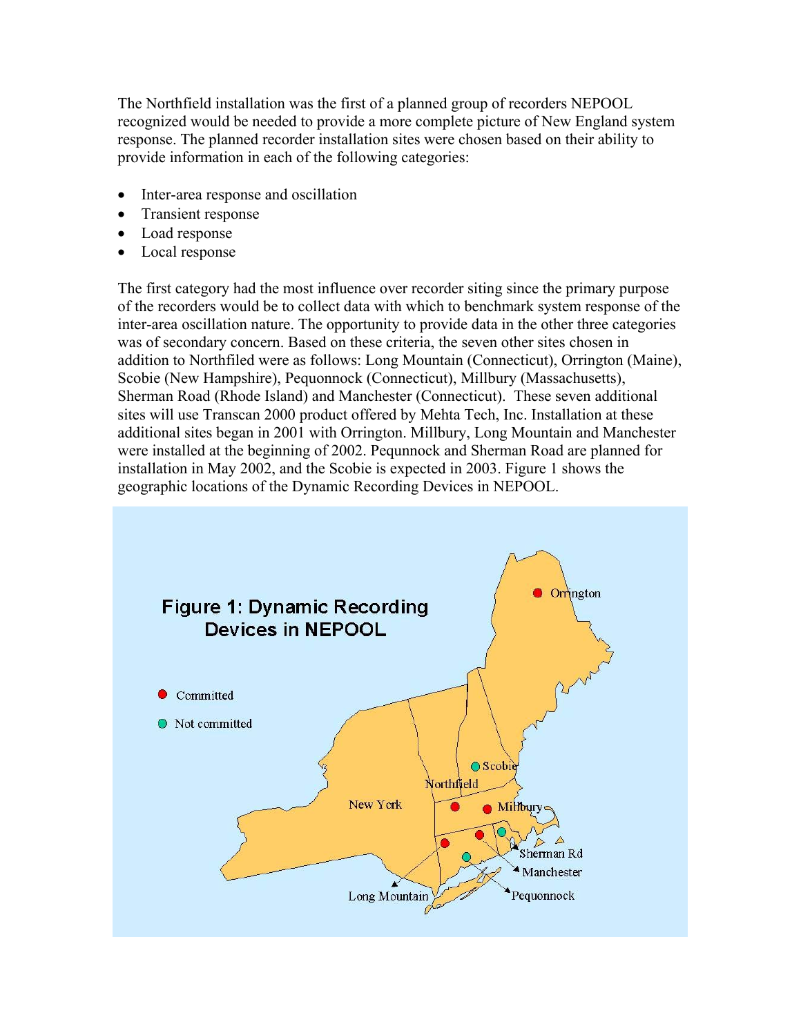The Northfield installation was the first of a planned group of recorders NEPOOL recognized would be needed to provide a more complete picture of New England system response. The planned recorder installation sites were chosen based on their ability to provide information in each of the following categories:

- Inter-area response and oscillation
- Transient response
- Load response
- Local response

The first category had the most influence over recorder siting since the primary purpose of the recorders would be to collect data with which to benchmark system response of the inter-area oscillation nature. The opportunity to provide data in the other three categories was of secondary concern. Based on these criteria, the seven other sites chosen in addition to Northfiled were as follows: Long Mountain (Connecticut), Orrington (Maine), Scobie (New Hampshire), Pequonnock (Connecticut), Millbury (Massachusetts), Sherman Road (Rhode Island) and Manchester (Connecticut). These seven additional sites will use Transcan 2000 product offered by Mehta Tech, Inc. Installation at these additional sites began in 2001 with Orrington. Millbury, Long Mountain and Manchester were installed at the beginning of 2002. Pequnnock and Sherman Road are planned for installation in May 2002, and the Scobie is expected in 2003. Figure 1 shows the geographic locations of the Dynamic Recording Devices in NEPOOL.

Figure 1: Dynamic Recording Devices in NEPOOL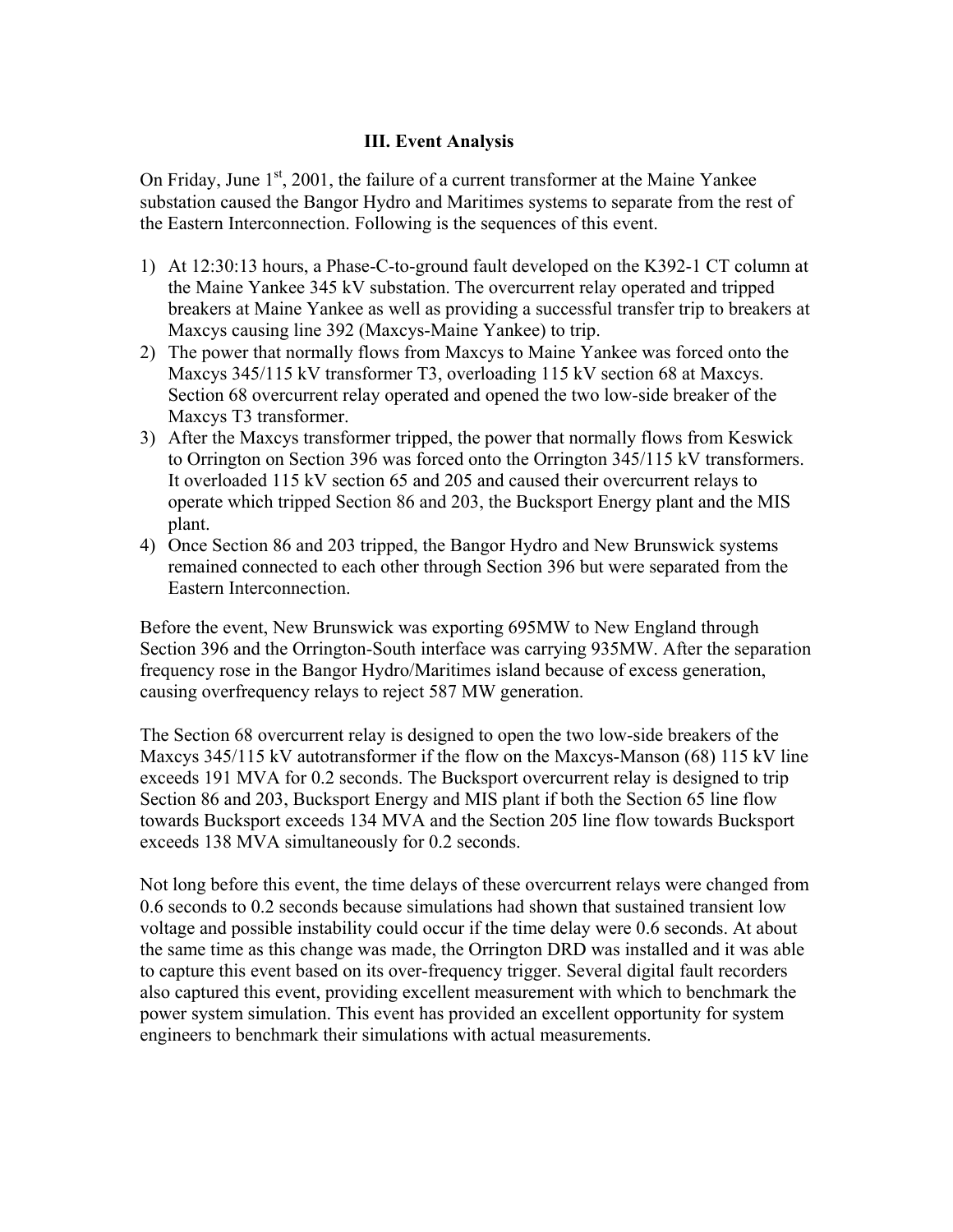## III. Event Analysis

On Friday, June 1st, 2001, the failure of a current transformer at the Maine Yankee substation caused the Bangor Hydro and Maritimes systems to separate from the rest of the Eastern Interconnection. Following is the sequences of this event.

1) At 12:30:13 hours, a Phase-C-to-ground fault developed on the K392-1 CT column at the Maine Yankee 345 kV substation. The overcurrent relay operated and tripped breakers at Maine Yankee as well as providing a successful transfer trip to breakers at Maxcys causing line 392 (Maxcys-Maine Yankee) to trip.
2) The power that normally flows from Maxcys to Maine Yankee was forced onto the Maxcys 345/115 kV transformer T3, overloading 115 kV section 68 at Maxcys. Section 68 overcurrent relay operated and opened the two low-side breaker of the Maxcys T3 transformer.
3) After the Maxcys transformer tripped, the power that normally flows from Keswick to Orrington on Section 396 was forced onto the Orrington 345/115 kV transformers. It overloaded 115 kV section 65 and 205 and caused their overcurrent relays to operate which tripped Section 86 and 203, the Bucksport Energy plant and the MIS plant.
4) Once Section 86 and 203 tripped, the Bangor Hydro and New Brunswick systems remained connected to each other through Section 396 but were separated from the Eastern Interconnection.

Before the event, New Brunswick was exporting 695MW to New England through Section 396 and the Orrington-South interface was carrying 935MW. After the separation frequency rose in the Bangor Hydro/Maritimes island because of excess generation, causing overfrequency relays to reject 587 MW generation.

The Section 68 overcurrent relay is designed to open the two low-side breakers of the Maxcys 345/115 kV autotransformer if the flow on the Maxcys-Manson (68) 115 kV line exceeds 191 MVA for 0.2 seconds. The Bucksport overcurrent relay is designed to trip Section 86 and 203, Bucksport Energy and MIS plant if both the Section 65 line flow towards Bucksport exceeds 134 MVA and the Section 205 line flow towards Bucksport exceeds 138 MVA simultaneously for 0.2 seconds.

Not long before this event, the time delays of these overcurrent relays were changed from 0.6 seconds to 0.2 seconds because simulations had shown that sustained transient low voltage and possible instability could occur if the time delay were 0.6 seconds. At about the same time as this change was made, the Orrington DRD was installed and it was able to capture this event based on its over-frequency trigger. Several digital fault recorders also captured this event, providing excellent measurement with which to benchmark the power system simulation. This event has provided an excellent opportunity for system engineers to benchmark their simulations with actual measurements.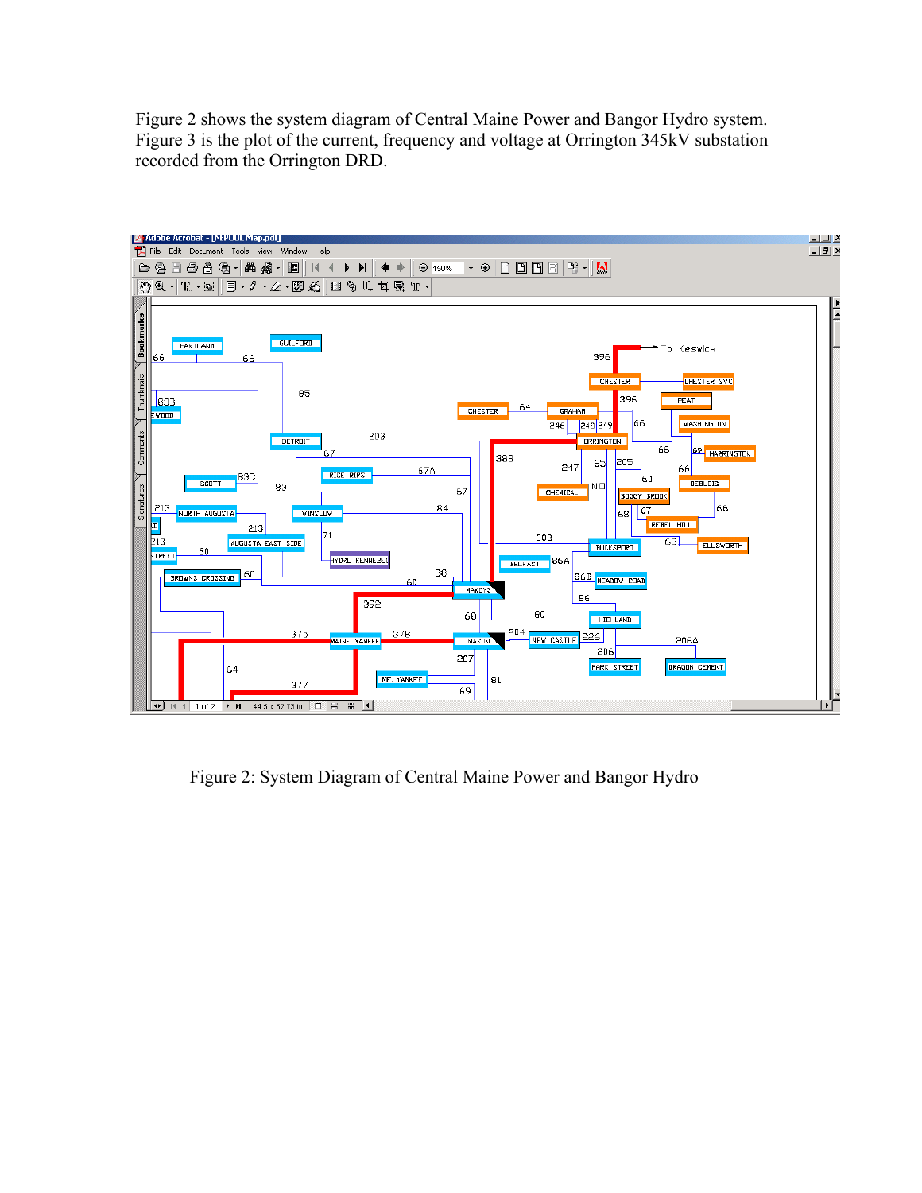Figure 2 shows the system diagram of Central Maine Power and Bangor Hydro system. Figure 3 is the plot of the current, frequency and voltage at Orrington 345kV substation recorded from the Orrington DRD.

Figure 2: System Diagram of Central Maine Power and Bangor Hydro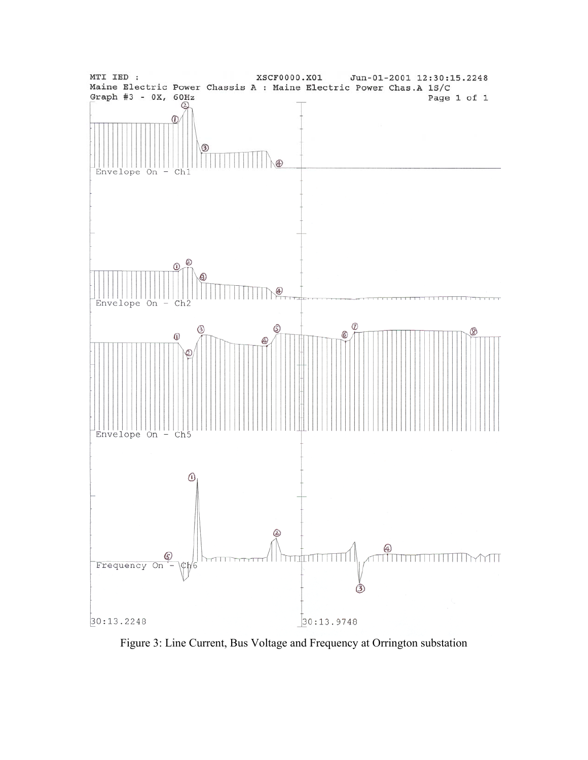MTI IED : XSCF0000.X01 Jun-01-2001 12:30:15.2248

Maine Electric Power Chassis A : Maine Electric Power Chas.A 1S/C

Graph #3 - 0X, 60Hz Page 1 of 1

Envelope On - Ch1

Envelope On - Ch2

Envelope On - Ch5

Frequency On - Ch6

30:13.2248

30:13.9748

Figure 3: Line Current, Bus Voltage and Frequency at Orrington substation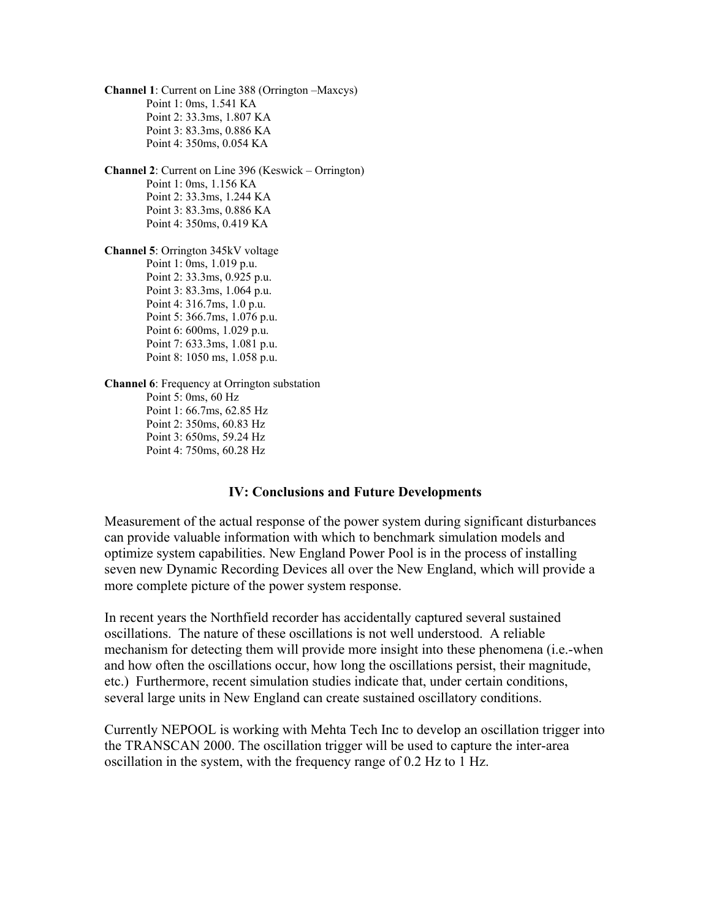**Channel 1**: Current on Line 388 (Orrington –Maxcys)

Point 1: 0ms, 1.541 KA
Point 2: 33.3ms, 1.807 KA
Point 3: 83.3ms, 0.886 KA
Point 4: 350ms, 0.054 KA

**Channel 2**: Current on Line 396 (Keswick – Orrington)

Point 1: 0ms, 1.156 KA
Point 2: 33.3ms, 1.244 KA
Point 3: 83.3ms, 0.886 KA
Point 4: 350ms, 0.419 KA

**Channel 5**: Orrington 345kV voltage

Point 1: 0ms, 1.019 p.u.
Point 2: 33.3ms, 0.925 p.u.
Point 3: 83.3ms, 1.064 p.u.
Point 4: 316.7ms, 1.0 p.u.
Point 5: 366.7ms, 1.076 p.u.
Point 6: 600ms, 1.029 p.u.
Point 7: 633.3ms, 1.081 p.u.
Point 8: 1050 ms, 1.058 p.u.

**Channel 6**: Frequency at Orrington substation

Point 5: 0ms, 60 Hz
Point 1: 66.7ms, 62.85 Hz
Point 2: 350ms, 60.83 Hz
Point 3: 650ms, 59.24 Hz
Point 4: 750ms, 60.28 Hz

## IV: Conclusions and Future Developments

Measurement of the actual response of the power system during significant disturbances can provide valuable information with which to benchmark simulation models and optimize system capabilities. New England Power Pool is in the process of installing seven new Dynamic Recording Devices all over the New England, which will provide a more complete picture of the power system response.

In recent years the Northfield recorder has accidentally captured several sustained oscillations. The nature of these oscillations is not well understood. A reliable mechanism for detecting them will provide more insight into these phenomena (i.e.-when and how often the oscillations occur, how long the oscillations persist, their magnitude, etc.) Furthermore, recent simulation studies indicate that, under certain conditions, several large units in New England can create sustained oscillatory conditions.

Currently NEPOOL is working with Mehta Tech Inc to develop an oscillation trigger into the TRANSCAN 2000. The oscillation trigger will be used to capture the inter-area oscillation in the system, with the frequency range of 0.2 Hz to 1 Hz.